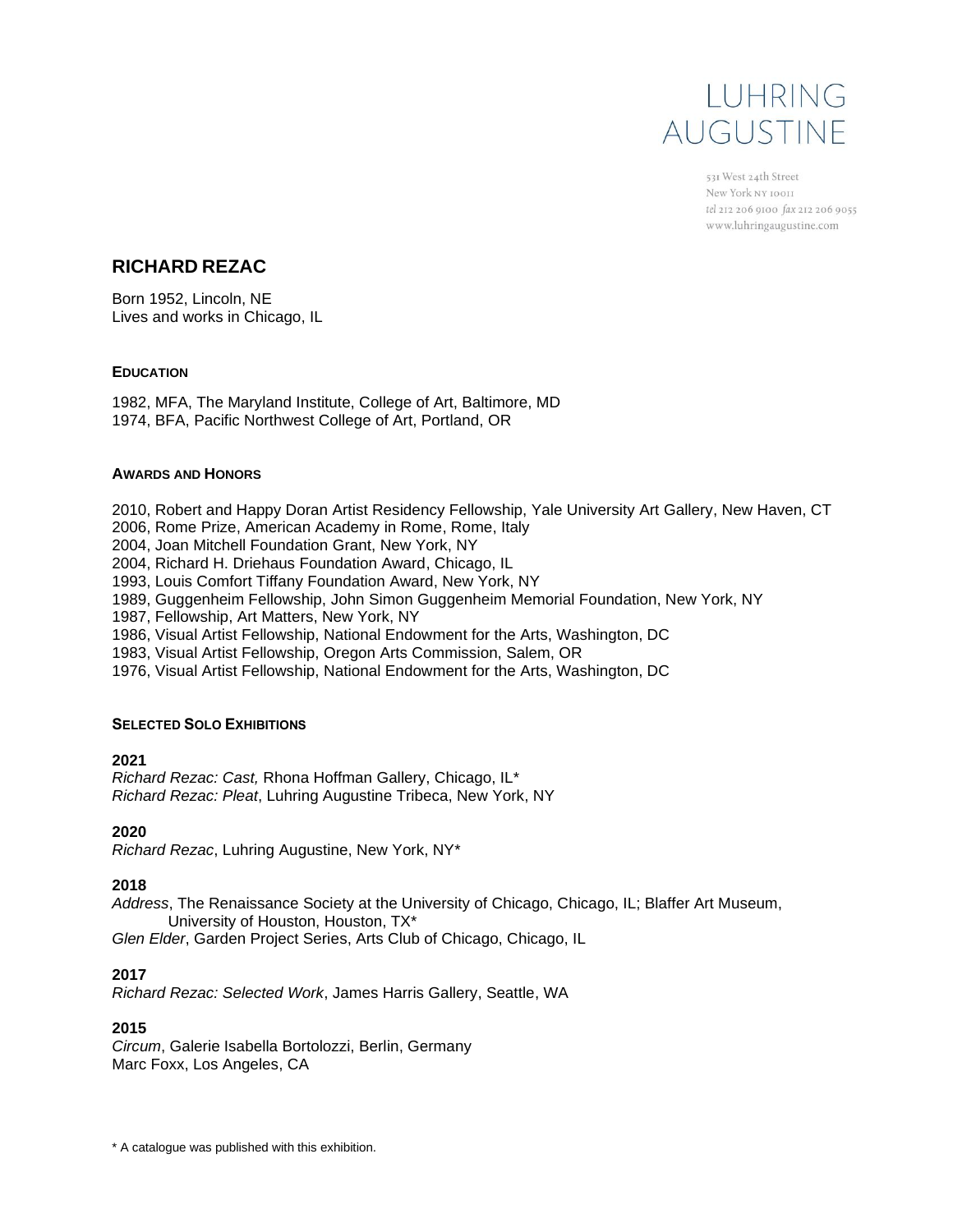LUHRING AUGUSTINE

531 West 24th Street
New York NY 10011
tel 212 206 9100 fax 212 206 9055
www.luhringaugustine.com

# RICHARD REZAC

Born 1952, Lincoln, NE
Lives and works in Chicago, IL

### EDUCATION

1982, MFA, The Maryland Institute, College of Art, Baltimore, MD
1974, BFA, Pacific Northwest College of Art, Portland, OR

### AWARDS AND HONORS

2010, Robert and Happy Doran Artist Residency Fellowship, Yale University Art Gallery, New Haven, CT
2006, Rome Prize, American Academy in Rome, Rome, Italy
2004, Joan Mitchell Foundation Grant, New York, NY
2004, Richard H. Driehaus Foundation Award, Chicago, IL
1993, Louis Comfort Tiffany Foundation Award, New York, NY
1989, Guggenheim Fellowship, John Simon Guggenheim Memorial Foundation, New York, NY
1987, Fellowship, Art Matters, New York, NY
1986, Visual Artist Fellowship, National Endowment for the Arts, Washington, DC
1983, Visual Artist Fellowship, Oregon Arts Commission, Salem, OR
1976, Visual Artist Fellowship, National Endowment for the Arts, Washington, DC

### SELECTED SOLO EXHIBITIONS

**2021**
*Richard Rezac: Cast,* Rhona Hoffman Gallery, Chicago, IL*
*Richard Rezac: Pleat*, Luhring Augustine Tribeca, New York, NY

**2020**
*Richard Rezac*, Luhring Augustine, New York, NY*

**2018**
*Address*, The Renaissance Society at the University of Chicago, Chicago, IL; Blaffer Art Museum, University of Houston, Houston, TX*
*Glen Elder*, Garden Project Series, Arts Club of Chicago, Chicago, IL

**2017**
*Richard Rezac: Selected Work*, James Harris Gallery, Seattle, WA

**2015**
*Circum*, Galerie Isabella Bortolozzi, Berlin, Germany
Marc Foxx, Los Angeles, CA

\* A catalogue was published with this exhibition.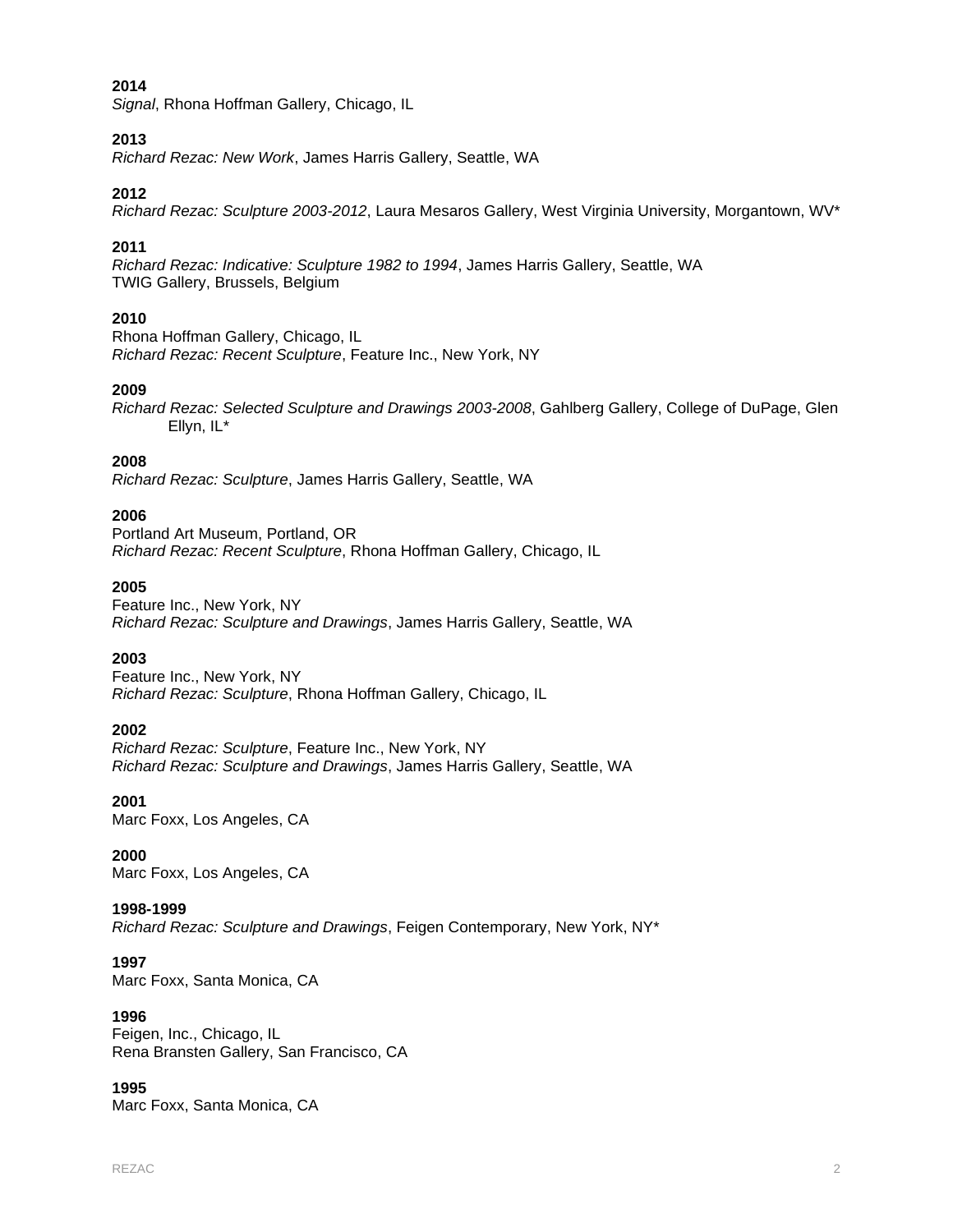**2014**
*Signal*, Rhona Hoffman Gallery, Chicago, IL

**2013**
*Richard Rezac: New Work*, James Harris Gallery, Seattle, WA

**2012**
*Richard Rezac: Sculpture 2003-2012*, Laura Mesaros Gallery, West Virginia University, Morgantown, WV*

**2011**
*Richard Rezac: Indicative: Sculpture 1982 to 1994*, James Harris Gallery, Seattle, WA
TWIG Gallery, Brussels, Belgium

**2010**
Rhona Hoffman Gallery, Chicago, IL
*Richard Rezac: Recent Sculpture*, Feature Inc., New York, NY

**2009**
*Richard Rezac: Selected Sculpture and Drawings 2003-2008*, Gahlberg Gallery, College of DuPage, Glen Ellyn, IL*

**2008**
*Richard Rezac: Sculpture*, James Harris Gallery, Seattle, WA

**2006**
Portland Art Museum, Portland, OR
*Richard Rezac: Recent Sculpture*, Rhona Hoffman Gallery, Chicago, IL

**2005**
Feature Inc., New York, NY
*Richard Rezac: Sculpture and Drawings*, James Harris Gallery, Seattle, WA

**2003**
Feature Inc., New York, NY
*Richard Rezac: Sculpture*, Rhona Hoffman Gallery, Chicago, IL

**2002**
*Richard Rezac: Sculpture*, Feature Inc., New York, NY
*Richard Rezac: Sculpture and Drawings*, James Harris Gallery, Seattle, WA

**2001**
Marc Foxx, Los Angeles, CA

**2000**
Marc Foxx, Los Angeles, CA

**1998-1999**
*Richard Rezac: Sculpture and Drawings*, Feigen Contemporary, New York, NY*

**1997**
Marc Foxx, Santa Monica, CA

**1996**
Feigen, Inc., Chicago, IL
Rena Bransten Gallery, San Francisco, CA

**1995**
Marc Foxx, Santa Monica, CA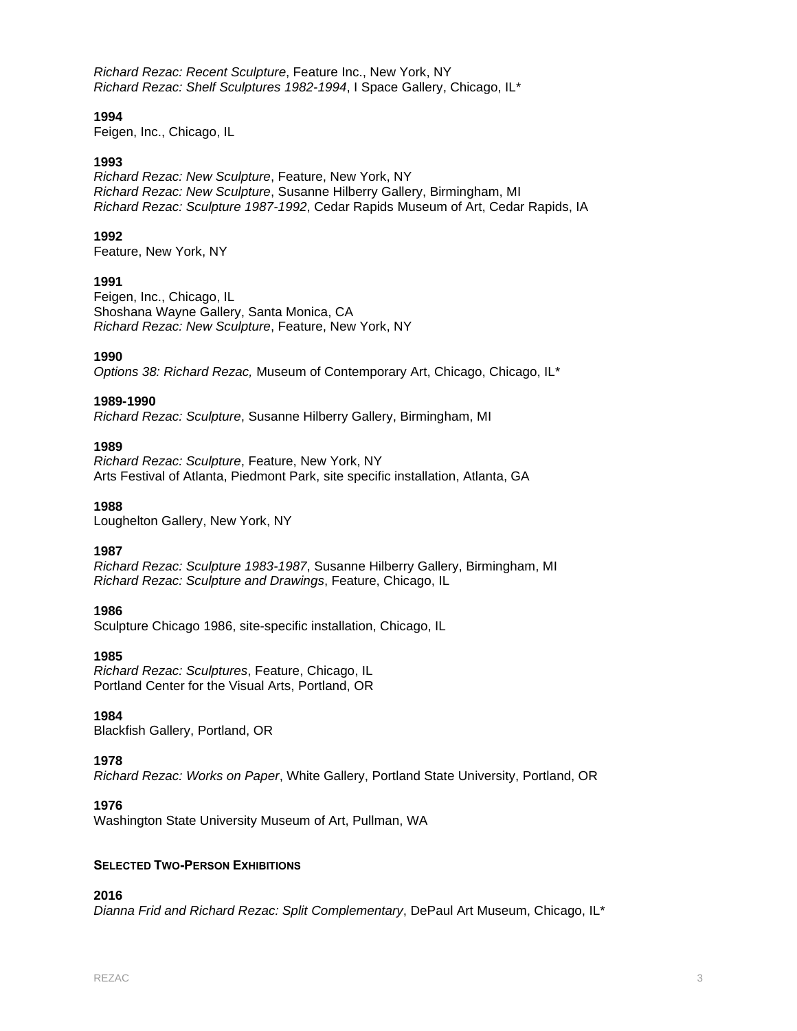*Richard Rezac: Recent Sculpture*, Feature Inc., New York, NY
*Richard Rezac: Shelf Sculptures 1982-1994*, I Space Gallery, Chicago, IL*

**1994**
Feigen, Inc., Chicago, IL

**1993**
*Richard Rezac: New Sculpture*, Feature, New York, NY
*Richard Rezac: New Sculpture*, Susanne Hilberry Gallery, Birmingham, MI
*Richard Rezac: Sculpture 1987-1992*, Cedar Rapids Museum of Art, Cedar Rapids, IA

**1992**
Feature, New York, NY

**1991**
Feigen, Inc., Chicago, IL
Shoshana Wayne Gallery, Santa Monica, CA
*Richard Rezac: New Sculpture*, Feature, New York, NY

**1990**
*Options 38: Richard Rezac,* Museum of Contemporary Art, Chicago, Chicago, IL*

**1989-1990**
*Richard Rezac: Sculpture*, Susanne Hilberry Gallery, Birmingham, MI

**1989**
*Richard Rezac: Sculpture*, Feature, New York, NY
Arts Festival of Atlanta, Piedmont Park, site specific installation, Atlanta, GA

**1988**
Loughelton Gallery, New York, NY

**1987**
*Richard Rezac: Sculpture 1983-1987*, Susanne Hilberry Gallery, Birmingham, MI
*Richard Rezac: Sculpture and Drawings*, Feature, Chicago, IL

**1986**
Sculpture Chicago 1986, site-specific installation, Chicago, IL

**1985**
*Richard Rezac: Sculptures*, Feature, Chicago, IL
Portland Center for the Visual Arts, Portland, OR

**1984**
Blackfish Gallery, Portland, OR

**1978**
*Richard Rezac: Works on Paper*, White Gallery, Portland State University, Portland, OR

**1976**
Washington State University Museum of Art, Pullman, WA

## Selected Two-Person Exhibitions

**2016**
*Dianna Frid and Richard Rezac: Split Complementary*, DePaul Art Museum, Chicago, IL*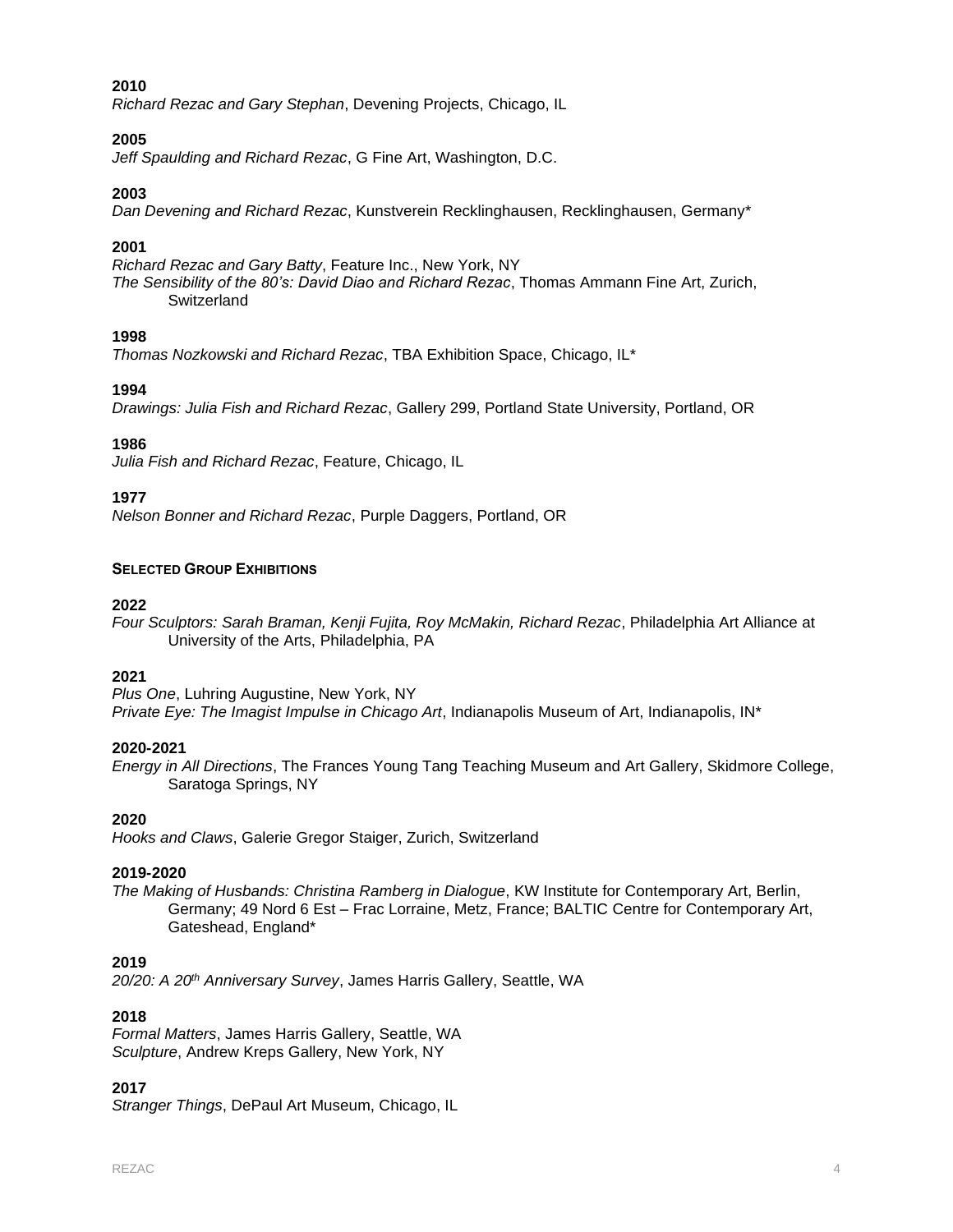**2010**
*Richard Rezac and Gary Stephan*, Devening Projects, Chicago, IL

**2005**
*Jeff Spaulding and Richard Rezac*, G Fine Art, Washington, D.C.

**2003**
*Dan Devening and Richard Rezac*, Kunstverein Recklinghausen, Recklinghausen, Germany*

**2001**
*Richard Rezac and Gary Batty*, Feature Inc., New York, NY
*The Sensibility of the 80's: David Diao and Richard Rezac*, Thomas Ammann Fine Art, Zurich, Switzerland

**1998**
*Thomas Nozkowski and Richard Rezac*, TBA Exhibition Space, Chicago, IL*

**1994**
*Drawings: Julia Fish and Richard Rezac*, Gallery 299, Portland State University, Portland, OR

**1986**
*Julia Fish and Richard Rezac*, Feature, Chicago, IL

**1977**
*Nelson Bonner and Richard Rezac*, Purple Daggers, Portland, OR

**SELECTED GROUP EXHIBITIONS**

**2022**
*Four Sculptors: Sarah Braman, Kenji Fujita, Roy McMakin, Richard Rezac*, Philadelphia Art Alliance at University of the Arts, Philadelphia, PA

**2021**
*Plus One*, Luhring Augustine, New York, NY
*Private Eye: The Imagist Impulse in Chicago Art*, Indianapolis Museum of Art, Indianapolis, IN*

**2020-2021**
*Energy in All Directions*, The Frances Young Tang Teaching Museum and Art Gallery, Skidmore College, Saratoga Springs, NY

**2020**
*Hooks and Claws*, Galerie Gregor Staiger, Zurich, Switzerland

**2019-2020**
*The Making of Husbands: Christina Ramberg in Dialogue*, KW Institute for Contemporary Art, Berlin, Germany; 49 Nord 6 Est – Frac Lorraine, Metz, France; BALTIC Centre for Contemporary Art, Gateshead, England*

**2019**
*20/20: A 20th Anniversary Survey*, James Harris Gallery, Seattle, WA

**2018**
*Formal Matters*, James Harris Gallery, Seattle, WA
*Sculpture*, Andrew Kreps Gallery, New York, NY

**2017**
*Stranger Things*, DePaul Art Museum, Chicago, IL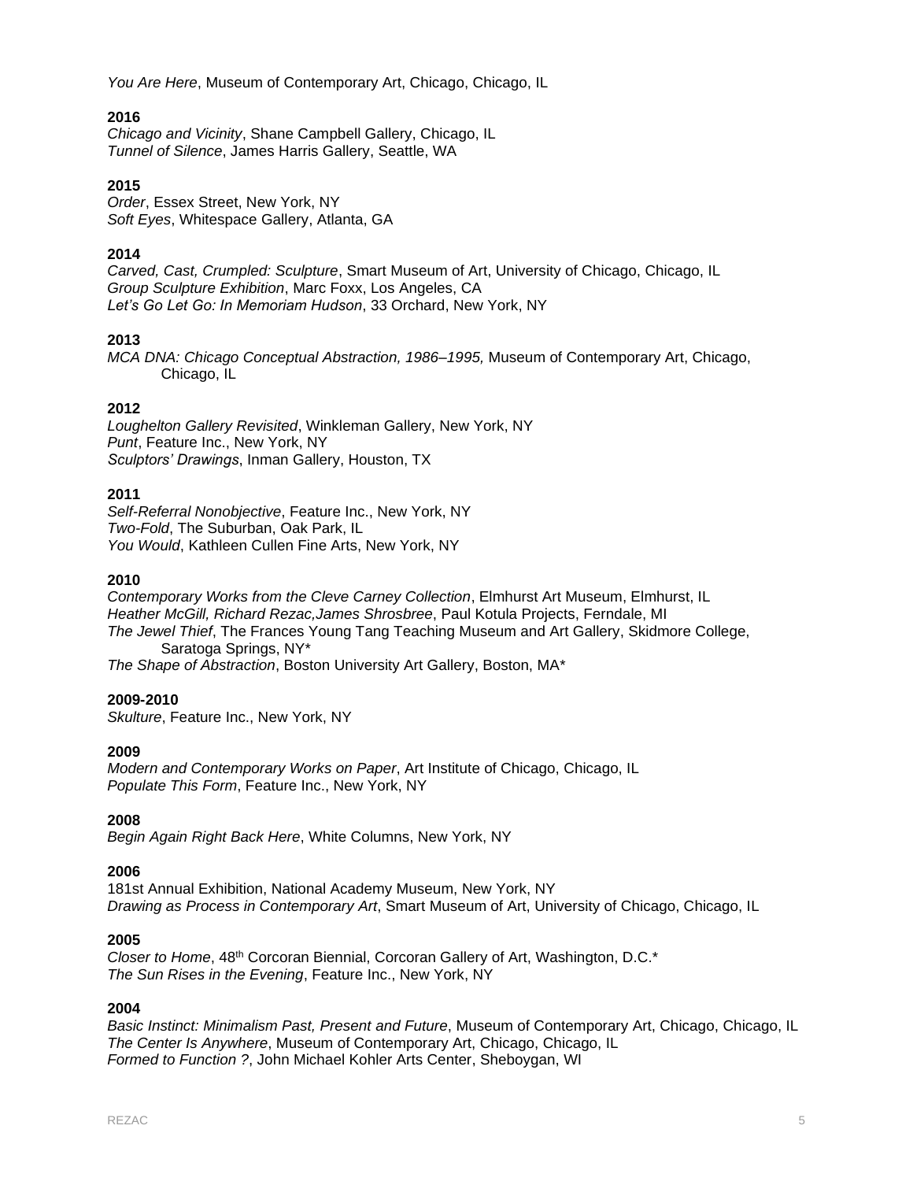*You Are Here*, Museum of Contemporary Art, Chicago, Chicago, IL

**2016**
*Chicago and Vicinity*, Shane Campbell Gallery, Chicago, IL
*Tunnel of Silence*, James Harris Gallery, Seattle, WA

**2015**
*Order*, Essex Street, New York, NY
*Soft Eyes*, Whitespace Gallery, Atlanta, GA

**2014**
*Carved, Cast, Crumpled: Sculpture*, Smart Museum of Art, University of Chicago, Chicago, IL
*Group Sculpture Exhibition*, Marc Foxx, Los Angeles, CA
*Let's Go Let Go: In Memoriam Hudson*, 33 Orchard, New York, NY

**2013**
*MCA DNA: Chicago Conceptual Abstraction, 1986–1995,* Museum of Contemporary Art, Chicago, Chicago, IL

**2012**
*Loughelton Gallery Revisited*, Winkleman Gallery, New York, NY
*Punt*, Feature Inc., New York, NY
*Sculptors' Drawings*, Inman Gallery, Houston, TX

**2011**
*Self-Referral Nonobjective*, Feature Inc., New York, NY
*Two-Fold*, The Suburban, Oak Park, IL
*You Would*, Kathleen Cullen Fine Arts, New York, NY

**2010**
*Contemporary Works from the Cleve Carney Collection*, Elmhurst Art Museum, Elmhurst, IL
*Heather McGill, Richard Rezac,James Shrosbree*, Paul Kotula Projects, Ferndale, MI
*The Jewel Thief*, The Frances Young Tang Teaching Museum and Art Gallery, Skidmore College, Saratoga Springs, NY*
*The Shape of Abstraction*, Boston University Art Gallery, Boston, MA*

**2009-2010**
*Skulture*, Feature Inc., New York, NY

**2009**
*Modern and Contemporary Works on Paper*, Art Institute of Chicago, Chicago, IL
*Populate This Form*, Feature Inc., New York, NY

**2008**
*Begin Again Right Back Here*, White Columns, New York, NY

**2006**
181st Annual Exhibition, National Academy Museum, New York, NY
*Drawing as Process in Contemporary Art*, Smart Museum of Art, University of Chicago, Chicago, IL

**2005**
*Closer to Home*, 48th Corcoran Biennial, Corcoran Gallery of Art, Washington, D.C.*
*The Sun Rises in the Evening*, Feature Inc., New York, NY

**2004**
*Basic Instinct: Minimalism Past, Present and Future*, Museum of Contemporary Art, Chicago, Chicago, IL
*The Center Is Anywhere*, Museum of Contemporary Art, Chicago, Chicago, IL
*Formed to Function ?*, John Michael Kohler Arts Center, Sheboygan, WI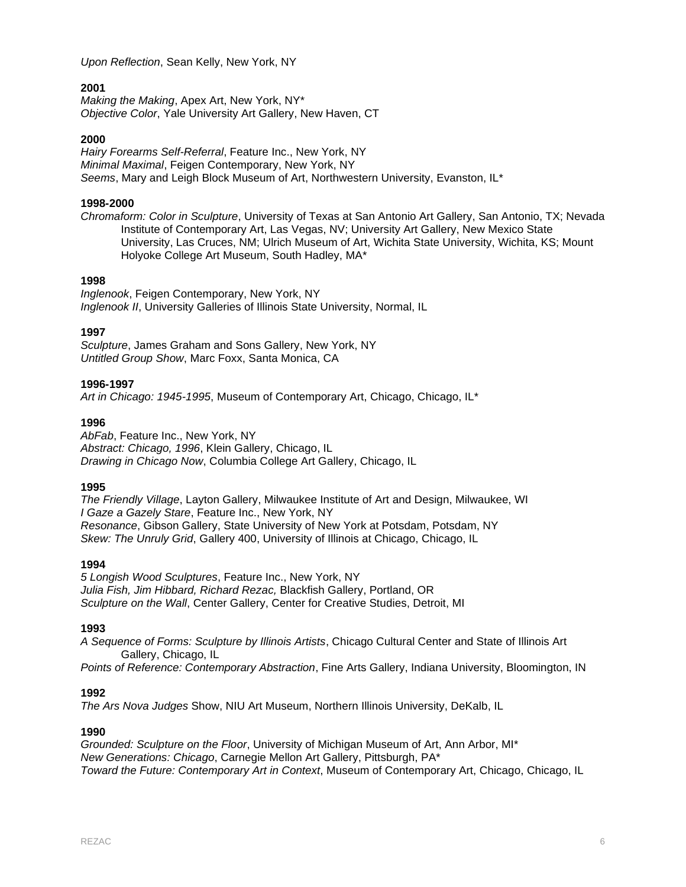*Upon Reflection*, Sean Kelly, New York, NY

**2001**
*Making the Making*, Apex Art, New York, NY*
*Objective Color*, Yale University Art Gallery, New Haven, CT

**2000**
*Hairy Forearms Self-Referral*, Feature Inc., New York, NY
*Minimal Maximal*, Feigen Contemporary, New York, NY
*Seems*, Mary and Leigh Block Museum of Art, Northwestern University, Evanston, IL*

**1998-2000**
*Chromaform: Color in Sculpture*, University of Texas at San Antonio Art Gallery, San Antonio, TX; Nevada Institute of Contemporary Art, Las Vegas, NV; University Art Gallery, New Mexico State University, Las Cruces, NM; Ulrich Museum of Art, Wichita State University, Wichita, KS; Mount Holyoke College Art Museum, South Hadley, MA*

**1998**
*Inglenook*, Feigen Contemporary, New York, NY
*Inglenook II*, University Galleries of Illinois State University, Normal, IL

**1997**
*Sculpture*, James Graham and Sons Gallery, New York, NY
*Untitled Group Show*, Marc Foxx, Santa Monica, CA

**1996-1997**
*Art in Chicago: 1945-1995*, Museum of Contemporary Art, Chicago, Chicago, IL*

**1996**
*AbFab*, Feature Inc., New York, NY
*Abstract: Chicago, 1996*, Klein Gallery, Chicago, IL
*Drawing in Chicago Now*, Columbia College Art Gallery, Chicago, IL

**1995**
*The Friendly Village*, Layton Gallery, Milwaukee Institute of Art and Design, Milwaukee, WI
*I Gaze a Gazely Stare*, Feature Inc., New York, NY
*Resonance*, Gibson Gallery, State University of New York at Potsdam, Potsdam, NY
*Skew: The Unruly Grid*, Gallery 400, University of Illinois at Chicago, Chicago, IL

**1994**
*5 Longish Wood Sculptures*, Feature Inc., New York, NY
*Julia Fish, Jim Hibbard, Richard Rezac,* Blackfish Gallery, Portland, OR
*Sculpture on the Wall*, Center Gallery, Center for Creative Studies, Detroit, MI

**1993**
*A Sequence of Forms: Sculpture by Illinois Artists*, Chicago Cultural Center and State of Illinois Art Gallery, Chicago, IL
*Points of Reference: Contemporary Abstraction*, Fine Arts Gallery, Indiana University, Bloomington, IN

**1992**
*The Ars Nova Judges* Show, NIU Art Museum, Northern Illinois University, DeKalb, IL

**1990**
*Grounded: Sculpture on the Floor*, University of Michigan Museum of Art, Ann Arbor, MI*
*New Generations: Chicago*, Carnegie Mellon Art Gallery, Pittsburgh, PA*
*Toward the Future: Contemporary Art in Context*, Museum of Contemporary Art, Chicago, Chicago, IL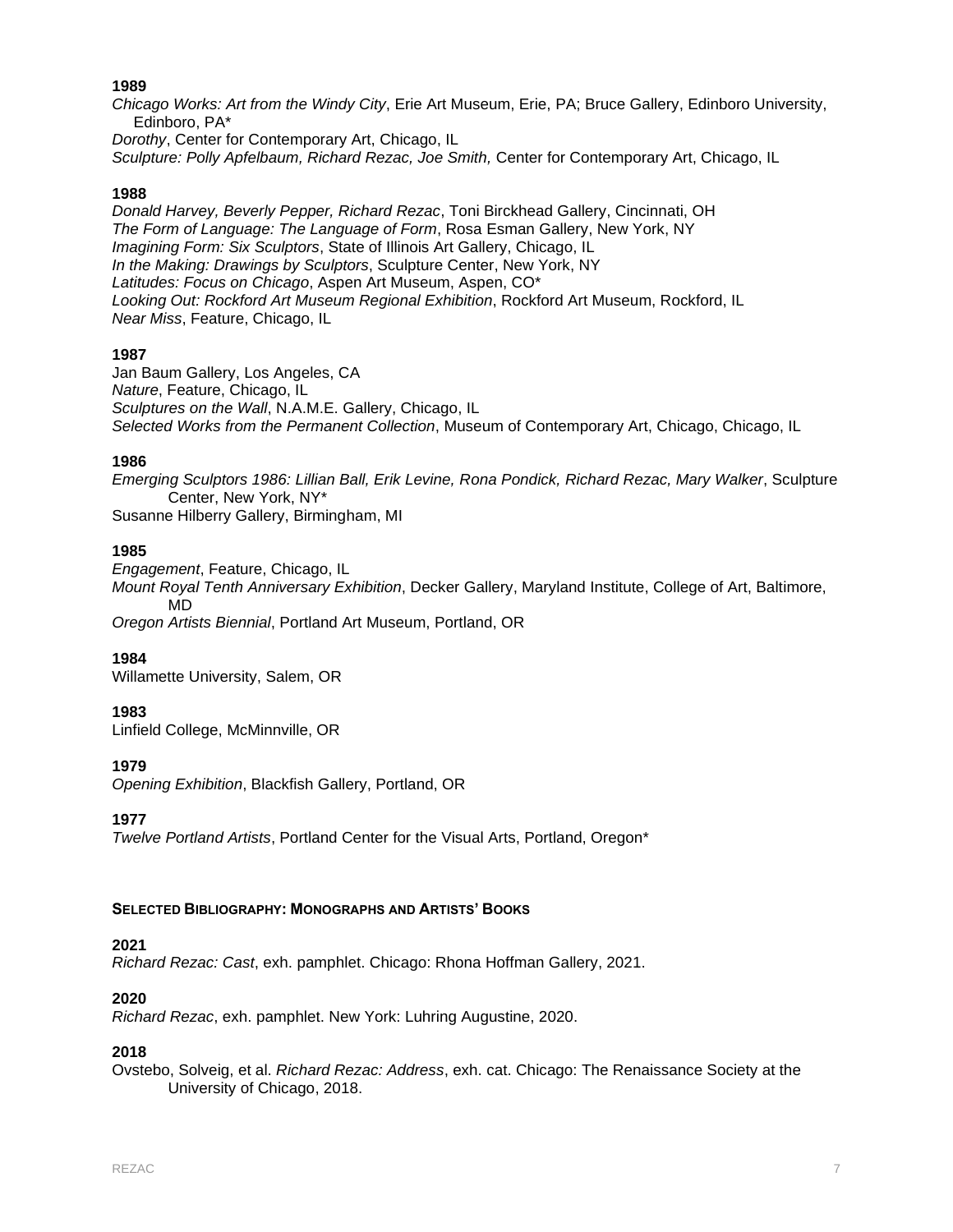**1989**

*Chicago Works: Art from the Windy City*, Erie Art Museum, Erie, PA; Bruce Gallery, Edinboro University, Edinboro, PA*
*Dorothy*, Center for Contemporary Art, Chicago, IL
*Sculpture: Polly Apfelbaum, Richard Rezac, Joe Smith,* Center for Contemporary Art, Chicago, IL

**1988**

*Donald Harvey, Beverly Pepper, Richard Rezac*, Toni Birckhead Gallery, Cincinnati, OH
*The Form of Language: The Language of Form*, Rosa Esman Gallery, New York, NY
*Imagining Form: Six Sculptors*, State of Illinois Art Gallery, Chicago, IL
*In the Making: Drawings by Sculptors*, Sculpture Center, New York, NY
*Latitudes: Focus on Chicago*, Aspen Art Museum, Aspen, CO*
*Looking Out: Rockford Art Museum Regional Exhibition*, Rockford Art Museum, Rockford, IL
*Near Miss*, Feature, Chicago, IL

**1987**

Jan Baum Gallery, Los Angeles, CA
*Nature*, Feature, Chicago, IL
*Sculptures on the Wall*, N.A.M.E. Gallery, Chicago, IL
*Selected Works from the Permanent Collection*, Museum of Contemporary Art, Chicago, Chicago, IL

**1986**

*Emerging Sculptors 1986: Lillian Ball, Erik Levine, Rona Pondick, Richard Rezac, Mary Walker*, Sculpture Center, New York, NY*
Susanne Hilberry Gallery, Birmingham, MI

**1985**

*Engagement*, Feature, Chicago, IL
*Mount Royal Tenth Anniversary Exhibition*, Decker Gallery, Maryland Institute, College of Art, Baltimore, MD
*Oregon Artists Biennial*, Portland Art Museum, Portland, OR

**1984**

Willamette University, Salem, OR

**1983**

Linfield College, McMinnville, OR

**1979**

*Opening Exhibition*, Blackfish Gallery, Portland, OR

**1977**

*Twelve Portland Artists*, Portland Center for the Visual Arts, Portland, Oregon*

## Selected Bibliography: Monographs and Artists' Books

**2021**

*Richard Rezac: Cast*, exh. pamphlet. Chicago: Rhona Hoffman Gallery, 2021.

**2020**

*Richard Rezac*, exh. pamphlet. New York: Luhring Augustine, 2020.

**2018**

Ovstebo, Solveig, et al. *Richard Rezac: Address*, exh. cat. Chicago: The Renaissance Society at the University of Chicago, 2018.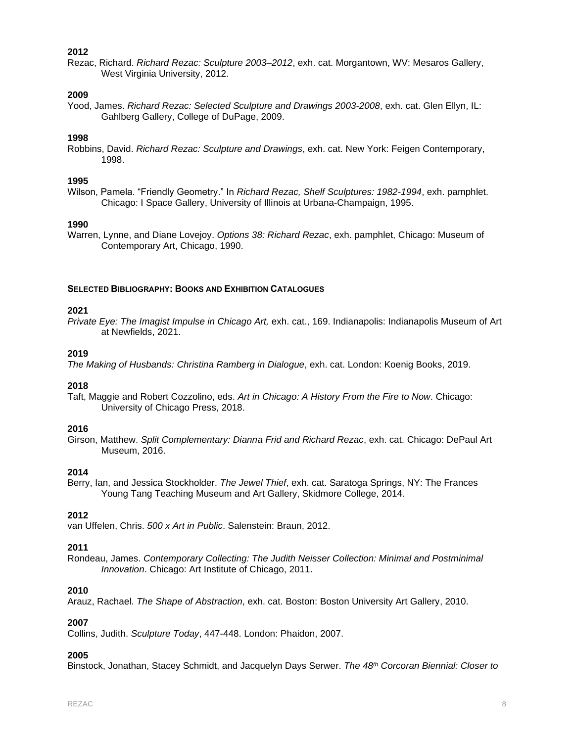**2012**

Rezac, Richard. *Richard Rezac: Sculpture 2003–2012*, exh. cat. Morgantown, WV: Mesaros Gallery, West Virginia University, 2012.

**2009**

Yood, James. *Richard Rezac: Selected Sculpture and Drawings 2003-2008*, exh. cat. Glen Ellyn, IL: Gahlberg Gallery, College of DuPage, 2009.

**1998**

Robbins, David. *Richard Rezac: Sculpture and Drawings*, exh. cat. New York: Feigen Contemporary, 1998.

**1995**

Wilson, Pamela. "Friendly Geometry." In *Richard Rezac, Shelf Sculptures: 1982-1994*, exh. pamphlet. Chicago: I Space Gallery, University of Illinois at Urbana-Champaign, 1995.

**1990**

Warren, Lynne, and Diane Lovejoy. *Options 38: Richard Rezac*, exh. pamphlet, Chicago: Museum of Contemporary Art, Chicago, 1990.

### SELECTED BIBLIOGRAPHY: BOOKS AND EXHIBITION CATALOGUES

**2021**

*Private Eye: The Imagist Impulse in Chicago Art,* exh. cat., 169. Indianapolis: Indianapolis Museum of Art at Newfields, 2021.

**2019**

*The Making of Husbands: Christina Ramberg in Dialogue*, exh. cat. London: Koenig Books, 2019.

**2018**

Taft, Maggie and Robert Cozzolino, eds. *Art in Chicago: A History From the Fire to Now*. Chicago: University of Chicago Press, 2018.

**2016**

Girson, Matthew. *Split Complementary: Dianna Frid and Richard Rezac*, exh. cat. Chicago: DePaul Art Museum, 2016.

**2014**

Berry, Ian, and Jessica Stockholder. *The Jewel Thief*, exh. cat. Saratoga Springs, NY: The Frances Young Tang Teaching Museum and Art Gallery, Skidmore College, 2014.

**2012**

van Uffelen, Chris. *500 x Art in Public*. Salenstein: Braun, 2012.

**2011**

Rondeau, James. *Contemporary Collecting: The Judith Neisser Collection: Minimal and Postminimal Innovation*. Chicago: Art Institute of Chicago, 2011.

**2010**

Arauz, Rachael. *The Shape of Abstraction*, exh. cat. Boston: Boston University Art Gallery, 2010.

**2007**

Collins, Judith. *Sculpture Today*, 447-448. London: Phaidon, 2007.

**2005**

Binstock, Jonathan, Stacey Schmidt, and Jacquelyn Days Serwer. *The 48th Corcoran Biennial: Closer to*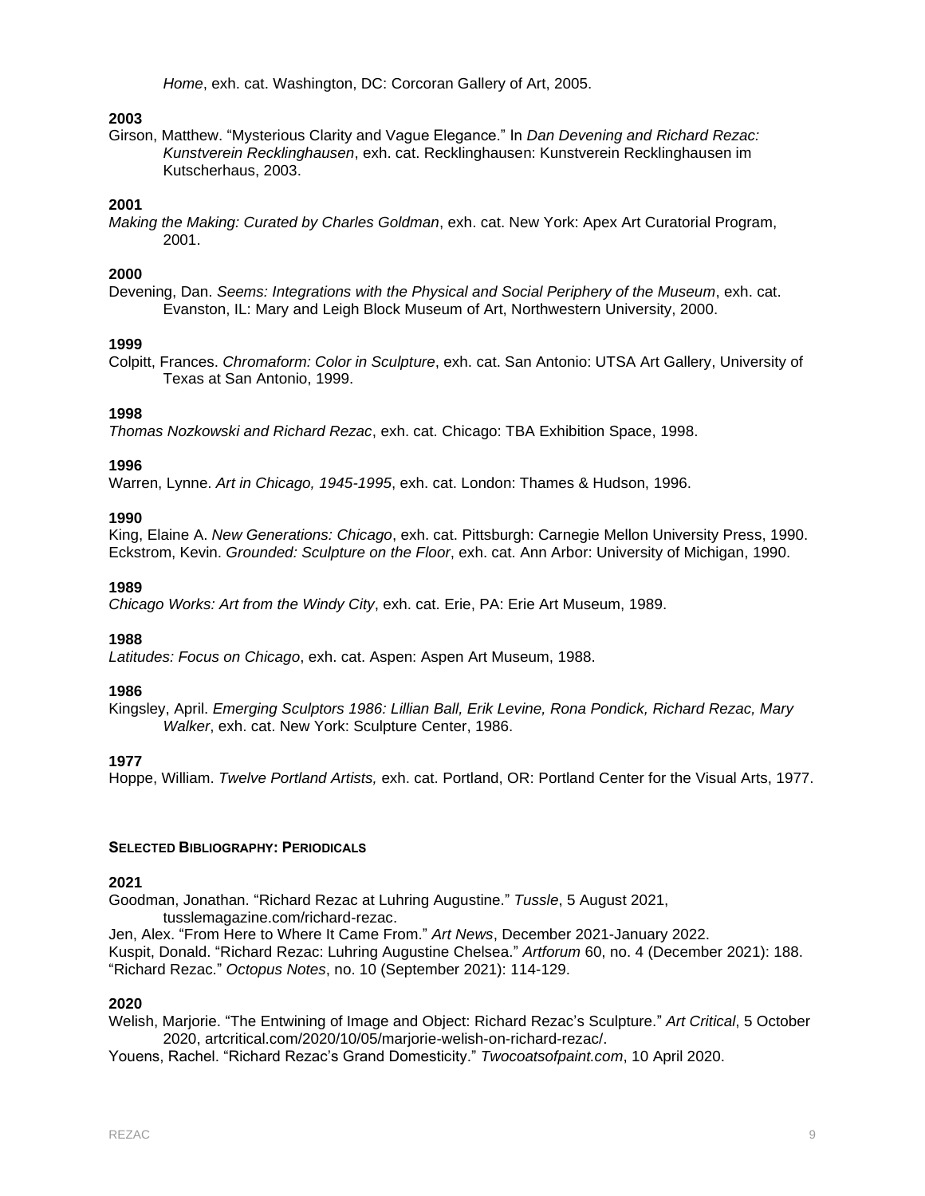*Home*, exh. cat. Washington, DC: Corcoran Gallery of Art, 2005.

**2003**

Girson, Matthew. "Mysterious Clarity and Vague Elegance." In *Dan Devening and Richard Rezac: Kunstverein Recklinghausen*, exh. cat. Recklinghausen: Kunstverein Recklinghausen im Kutscherhaus, 2003.

**2001**

*Making the Making: Curated by Charles Goldman*, exh. cat. New York: Apex Art Curatorial Program, 2001.

**2000**

Devening, Dan. *Seems: Integrations with the Physical and Social Periphery of the Museum*, exh. cat. Evanston, IL: Mary and Leigh Block Museum of Art, Northwestern University, 2000.

**1999**

Colpitt, Frances. *Chromaform: Color in Sculpture*, exh. cat. San Antonio: UTSA Art Gallery, University of Texas at San Antonio, 1999.

**1998**

*Thomas Nozkowski and Richard Rezac*, exh. cat. Chicago: TBA Exhibition Space, 1998.

**1996**

Warren, Lynne. *Art in Chicago, 1945-1995*, exh. cat. London: Thames & Hudson, 1996.

**1990**

King, Elaine A. *New Generations: Chicago*, exh. cat. Pittsburgh: Carnegie Mellon University Press, 1990.
Eckstrom, Kevin. *Grounded: Sculpture on the Floor*, exh. cat. Ann Arbor: University of Michigan, 1990.

**1989**

*Chicago Works: Art from the Windy City*, exh. cat. Erie, PA: Erie Art Museum, 1989.

**1988**

*Latitudes: Focus on Chicago*, exh. cat. Aspen: Aspen Art Museum, 1988.

**1986**

Kingsley, April. *Emerging Sculptors 1986: Lillian Ball, Erik Levine, Rona Pondick, Richard Rezac, Mary Walker*, exh. cat. New York: Sculpture Center, 1986.

**1977**

Hoppe, William. *Twelve Portland Artists,* exh. cat. Portland, OR: Portland Center for the Visual Arts, 1977.

## SELECTED BIBLIOGRAPHY: PERIODICALS

**2021**

Goodman, Jonathan. "Richard Rezac at Luhring Augustine." *Tussle*, 5 August 2021, tusslemagazine.com/richard-rezac.
Jen, Alex. "From Here to Where It Came From." *Art News*, December 2021-January 2022.
Kuspit, Donald. "Richard Rezac: Luhring Augustine Chelsea." *Artforum* 60, no. 4 (December 2021): 188.
"Richard Rezac." *Octopus Notes*, no. 10 (September 2021): 114-129.

**2020**

Welish, Marjorie. "The Entwining of Image and Object: Richard Rezac's Sculpture." *Art Critical*, 5 October 2020, artcritical.com/2020/10/05/marjorie-welish-on-richard-rezac/.
Youens, Rachel. "Richard Rezac's Grand Domesticity." *Twocoatsofpaint.com*, 10 April 2020.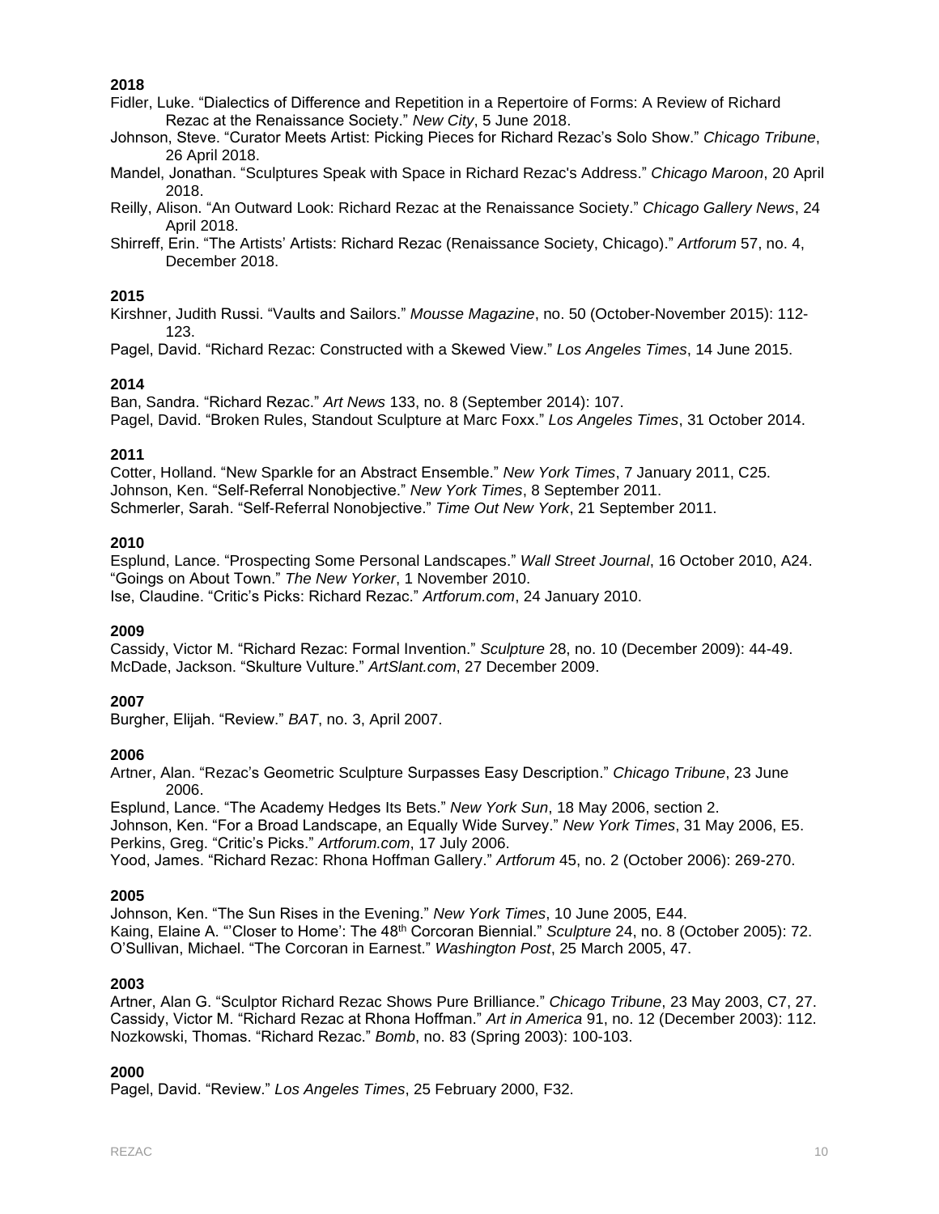**2018**

Fidler, Luke. "Dialectics of Difference and Repetition in a Repertoire of Forms: A Review of Richard Rezac at the Renaissance Society." *New City*, 5 June 2018.

Johnson, Steve. "Curator Meets Artist: Picking Pieces for Richard Rezac's Solo Show." *Chicago Tribune*, 26 April 2018.

Mandel, Jonathan. "Sculptures Speak with Space in Richard Rezac's Address." *Chicago Maroon*, 20 April 2018.

Reilly, Alison. "An Outward Look: Richard Rezac at the Renaissance Society." *Chicago Gallery News*, 24 April 2018.

Shirreff, Erin. "The Artists' Artists: Richard Rezac (Renaissance Society, Chicago)." *Artforum* 57, no. 4, December 2018.

**2015**

Kirshner, Judith Russi. "Vaults and Sailors." *Mousse Magazine*, no. 50 (October-November 2015): 112-123.

Pagel, David. "Richard Rezac: Constructed with a Skewed View." *Los Angeles Times*, 14 June 2015.

**2014**

Ban, Sandra. "Richard Rezac." *Art News* 133, no. 8 (September 2014): 107.

Pagel, David. "Broken Rules, Standout Sculpture at Marc Foxx." *Los Angeles Times*, 31 October 2014.

**2011**

Cotter, Holland. "New Sparkle for an Abstract Ensemble." *New York Times*, 7 January 2011, C25.

Johnson, Ken. "Self-Referral Nonobjective." *New York Times*, 8 September 2011.

Schmerler, Sarah. "Self-Referral Nonobjective." *Time Out New York*, 21 September 2011.

**2010**

Esplund, Lance. "Prospecting Some Personal Landscapes." *Wall Street Journal*, 16 October 2010, A24.

"Goings on About Town." *The New Yorker*, 1 November 2010.

Ise, Claudine. "Critic's Picks: Richard Rezac." *Artforum.com*, 24 January 2010.

**2009**

Cassidy, Victor M. "Richard Rezac: Formal Invention." *Sculpture* 28, no. 10 (December 2009): 44-49.

McDade, Jackson. "Skulture Vulture." *ArtSlant.com*, 27 December 2009.

**2007**

Burgher, Elijah. "Review." *BAT*, no. 3, April 2007.

**2006**

Artner, Alan. "Rezac's Geometric Sculpture Surpasses Easy Description." *Chicago Tribune*, 23 June 2006.

Esplund, Lance. "The Academy Hedges Its Bets." *New York Sun*, 18 May 2006, section 2.

Johnson, Ken. "For a Broad Landscape, an Equally Wide Survey." *New York Times*, 31 May 2006, E5.

Perkins, Greg. "Critic's Picks." *Artforum.com*, 17 July 2006.

Yood, James. "Richard Rezac: Rhona Hoffman Gallery." *Artforum* 45, no. 2 (October 2006): 269-270.

**2005**

Johnson, Ken. "The Sun Rises in the Evening." *New York Times*, 10 June 2005, E44.

Kaing, Elaine A. "'Closer to Home': The 48th Corcoran Biennial." *Sculpture* 24, no. 8 (October 2005): 72.

O'Sullivan, Michael. "The Corcoran in Earnest." *Washington Post*, 25 March 2005, 47.

**2003**

Artner, Alan G. "Sculptor Richard Rezac Shows Pure Brilliance." *Chicago Tribune*, 23 May 2003, C7, 27.

Cassidy, Victor M. "Richard Rezac at Rhona Hoffman." *Art in America* 91, no. 12 (December 2003): 112.

Nozkowski, Thomas. "Richard Rezac." *Bomb*, no. 83 (Spring 2003): 100-103.

**2000**

Pagel, David. "Review." *Los Angeles Times*, 25 February 2000, F32.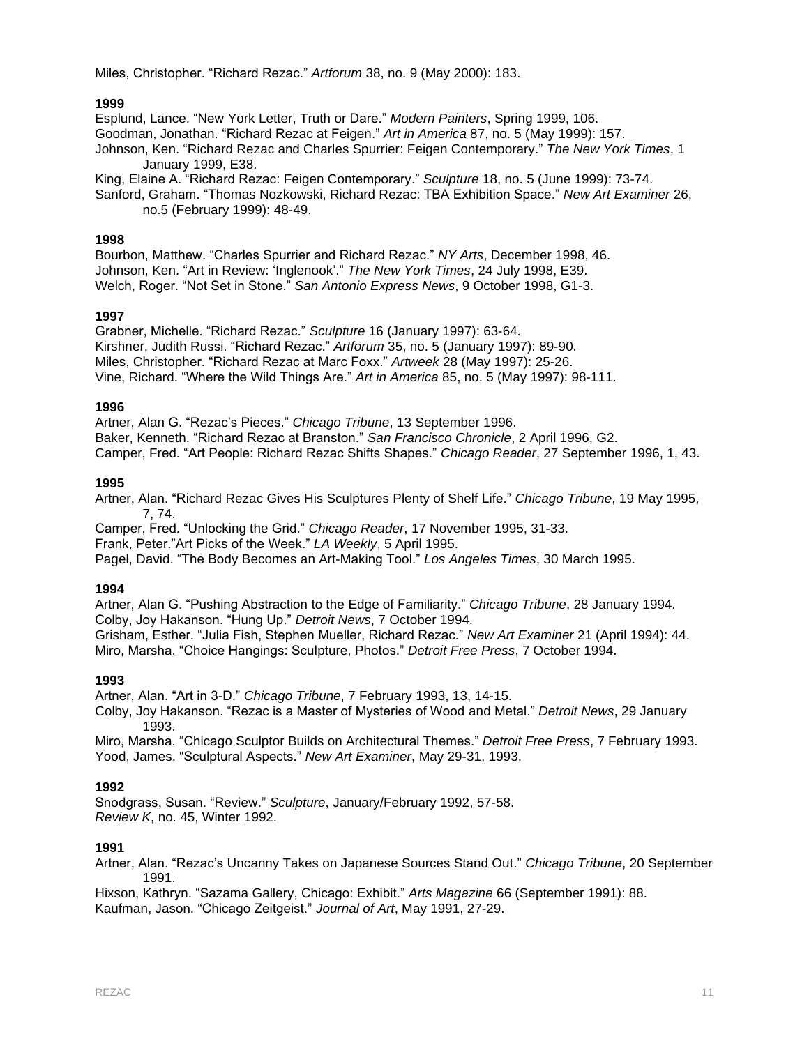Miles, Christopher. "Richard Rezac." *Artforum* 38, no. 9 (May 2000): 183.

**1999**

Esplund, Lance. "New York Letter, Truth or Dare." *Modern Painters*, Spring 1999, 106.
Goodman, Jonathan. "Richard Rezac at Feigen." *Art in America* 87, no. 5 (May 1999): 157.
Johnson, Ken. "Richard Rezac and Charles Spurrier: Feigen Contemporary." *The New York Times*, 1 January 1999, E38.
King, Elaine A. "Richard Rezac: Feigen Contemporary." *Sculpture* 18, no. 5 (June 1999): 73-74.
Sanford, Graham. "Thomas Nozkowski, Richard Rezac: TBA Exhibition Space." *New Art Examiner* 26, no.5 (February 1999): 48-49.

**1998**

Bourbon, Matthew. "Charles Spurrier and Richard Rezac." *NY Arts*, December 1998, 46.
Johnson, Ken. "Art in Review: 'Inglenook'." *The New York Times*, 24 July 1998, E39.
Welch, Roger. "Not Set in Stone." *San Antonio Express News*, 9 October 1998, G1-3.

**1997**

Grabner, Michelle. "Richard Rezac." *Sculpture* 16 (January 1997): 63-64.
Kirshner, Judith Russi. "Richard Rezac." *Artforum* 35, no. 5 (January 1997): 89-90.
Miles, Christopher. "Richard Rezac at Marc Foxx." *Artweek* 28 (May 1997): 25-26.
Vine, Richard. "Where the Wild Things Are." *Art in America* 85, no. 5 (May 1997): 98-111.

**1996**

Artner, Alan G. "Rezac's Pieces." *Chicago Tribune*, 13 September 1996.
Baker, Kenneth. "Richard Rezac at Branston." *San Francisco Chronicle*, 2 April 1996, G2.
Camper, Fred. "Art People: Richard Rezac Shifts Shapes." *Chicago Reader*, 27 September 1996, 1, 43.

**1995**

Artner, Alan. "Richard Rezac Gives His Sculptures Plenty of Shelf Life." *Chicago Tribune*, 19 May 1995, 7, 74.
Camper, Fred. "Unlocking the Grid." *Chicago Reader*, 17 November 1995, 31-33.
Frank, Peter."Art Picks of the Week." *LA Weekly*, 5 April 1995.
Pagel, David. "The Body Becomes an Art-Making Tool." *Los Angeles Times*, 30 March 1995.

**1994**

Artner, Alan G. "Pushing Abstraction to the Edge of Familiarity." *Chicago Tribune*, 28 January 1994.
Colby, Joy Hakanson. "Hung Up." *Detroit News*, 7 October 1994.
Grisham, Esther. "Julia Fish, Stephen Mueller, Richard Rezac." *New Art Examiner* 21 (April 1994): 44.
Miro, Marsha. "Choice Hangings: Sculpture, Photos." *Detroit Free Press*, 7 October 1994.

**1993**

Artner, Alan. "Art in 3-D." *Chicago Tribune*, 7 February 1993, 13, 14-15.
Colby, Joy Hakanson. "Rezac is a Master of Mysteries of Wood and Metal." *Detroit News*, 29 January 1993.
Miro, Marsha. "Chicago Sculptor Builds on Architectural Themes." *Detroit Free Press*, 7 February 1993.
Yood, James. "Sculptural Aspects." *New Art Examiner*, May 29-31, 1993.

**1992**

Snodgrass, Susan. "Review." *Sculpture*, January/February 1992, 57-58.
*Review K*, no. 45, Winter 1992.

**1991**

Artner, Alan. "Rezac's Uncanny Takes on Japanese Sources Stand Out." *Chicago Tribune*, 20 September 1991.
Hixson, Kathryn. "Sazama Gallery, Chicago: Exhibit." *Arts Magazine* 66 (September 1991): 88.
Kaufman, Jason. "Chicago Zeitgeist." *Journal of Art*, May 1991, 27-29.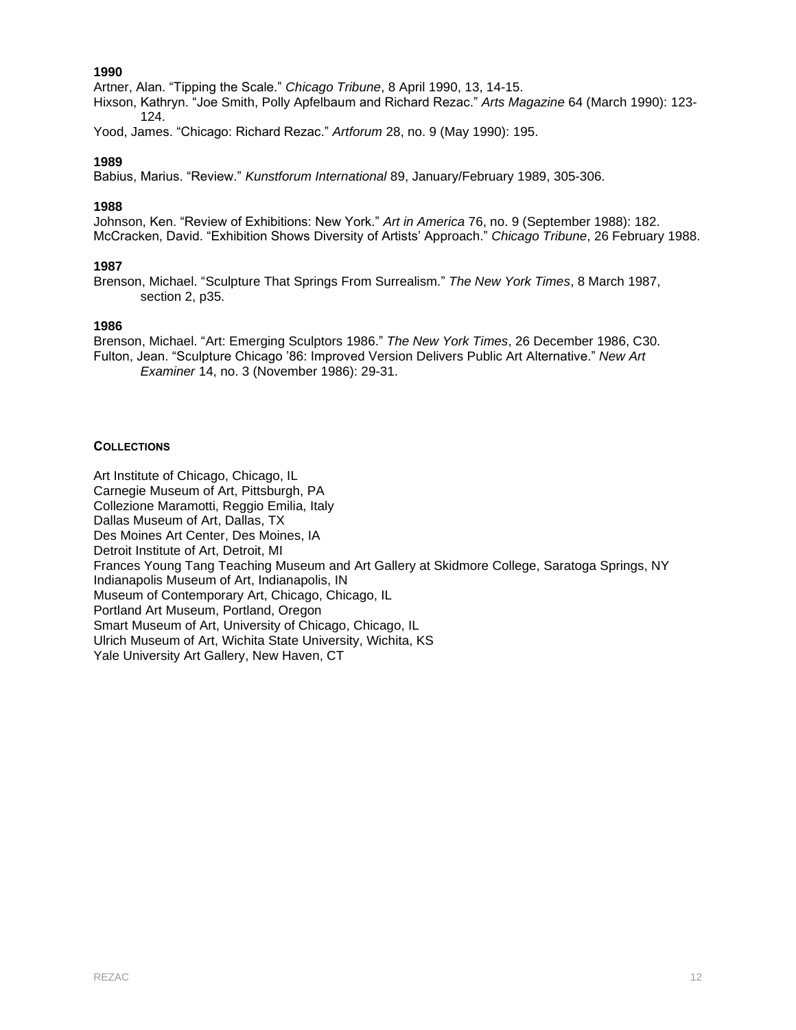**1990**

Artner, Alan. “Tipping the Scale.” *Chicago Tribune*, 8 April 1990, 13, 14-15.
Hixson, Kathryn. “Joe Smith, Polly Apfelbaum and Richard Rezac.” *Arts Magazine* 64 (March 1990): 123-124.
Yood, James. “Chicago: Richard Rezac.” *Artforum* 28, no. 9 (May 1990): 195.

**1989**

Babius, Marius. “Review.” *Kunstforum International* 89, January/February 1989, 305-306.

**1988**

Johnson, Ken. “Review of Exhibitions: New York.” *Art in America* 76, no. 9 (September 1988): 182.
McCracken, David. “Exhibition Shows Diversity of Artists’ Approach.” *Chicago Tribune*, 26 February 1988.

**1987**

Brenson, Michael. “Sculpture That Springs From Surrealism.” *The New York Times*, 8 March 1987, section 2, p35.

**1986**

Brenson, Michael. “Art: Emerging Sculptors 1986.” *The New York Times*, 26 December 1986, C30.
Fulton, Jean. “Sculpture Chicago ’86: Improved Version Delivers Public Art Alternative.” *New Art Examiner* 14, no. 3 (November 1986): 29-31.

**COLLECTIONS**

Art Institute of Chicago, Chicago, IL
Carnegie Museum of Art, Pittsburgh, PA
Collezione Maramotti, Reggio Emilia, Italy
Dallas Museum of Art, Dallas, TX
Des Moines Art Center, Des Moines, IA
Detroit Institute of Art, Detroit, MI
Frances Young Tang Teaching Museum and Art Gallery at Skidmore College, Saratoga Springs, NY
Indianapolis Museum of Art, Indianapolis, IN
Museum of Contemporary Art, Chicago, Chicago, IL
Portland Art Museum, Portland, Oregon
Smart Museum of Art, University of Chicago, Chicago, IL
Ulrich Museum of Art, Wichita State University, Wichita, KS
Yale University Art Gallery, New Haven, CT